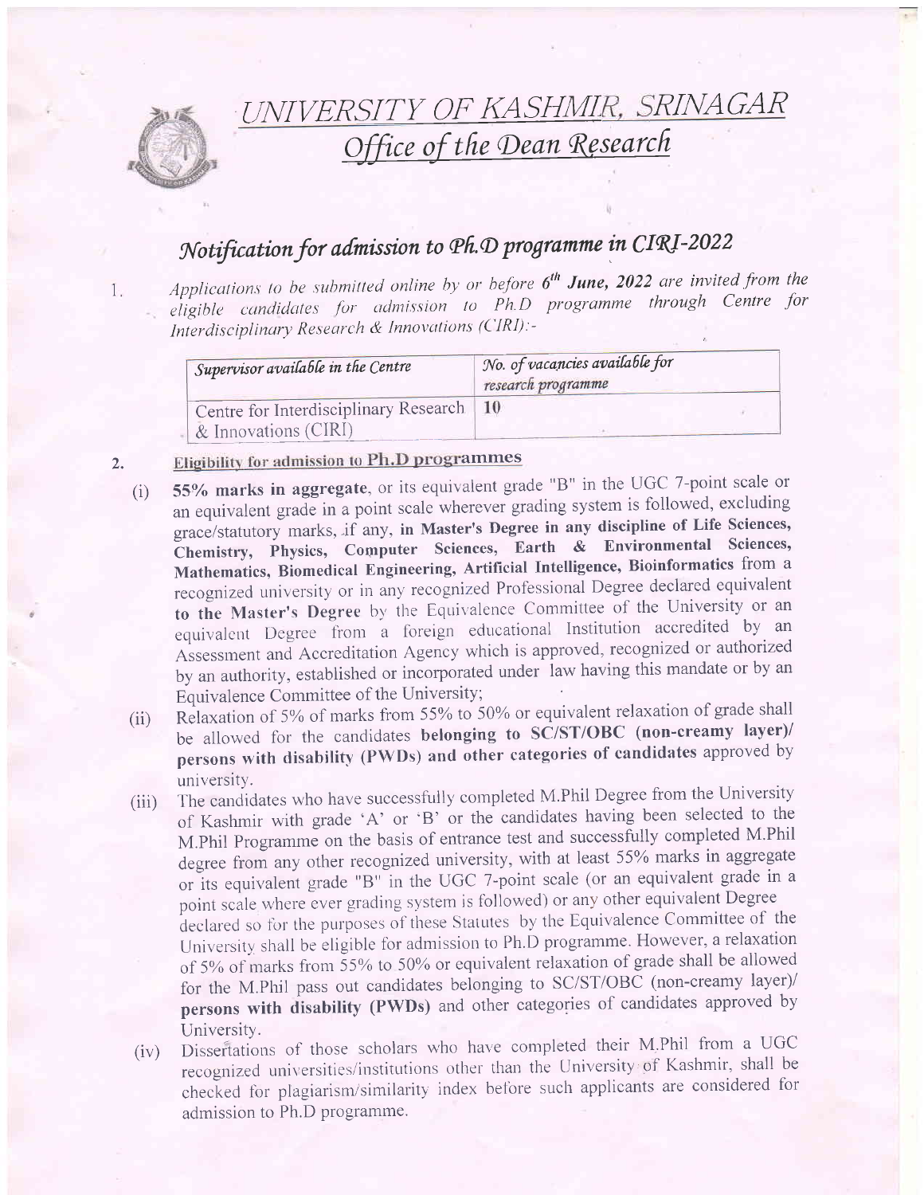# UNIVERSITY OF KASHMIR, SRINAGAR

## Office of the Dean Research

## Notification for admission to Ph.D programme in CIRI-2022

1. *Applications to be submitted online by or before **6th June, 2022** are invited from the eligible candidates for admission to Ph.D programme through Centre for Interdisciplinary Research & Innovations (CIRI):-*

| *Supervisor available in the Centre* | *No. of vacancies available for research programme* |
|---|---|
| Centre for Interdisciplinary Research & Innovations (CIRI) | **10** |

2. **Eligibility for admission to Ph.D programmes**

   (i) **55% marks in aggregate**, or its equivalent grade "B" in the UGC 7-point scale or an equivalent grade in a point scale wherever grading system is followed, excluding grace/statutory marks, if any, **in Master's Degree in any discipline of Life Sciences, Chemistry, Physics, Computer Sciences, Earth & Environmental Sciences, Mathematics, Biomedical Engineering, Artificial Intelligence, Bioinformatics** from a recognized university or in any recognized Professional Degree declared equivalent **to the Master's Degree** by the Equivalence Committee of the University or an equivalent Degree from a foreign educational Institution accredited by an Assessment and Accreditation Agency which is approved, recognized or authorized by an authority, established or incorporated under law having this mandate or by an Equivalence Committee of the University;

   (ii) Relaxation of 5% of marks from 55% to 50% or equivalent relaxation of grade shall be allowed for the candidates **belonging to SC/ST/OBC (non-creamy layer)/ persons with disability (PWDs) and other categories of candidates** approved by university.

   (iii) The candidates who have successfully completed M.Phil Degree from the University of Kashmir with grade 'A' or 'B' or the candidates having been selected to the M.Phil Programme on the basis of entrance test and successfully completed M.Phil degree from any other recognized university, with at least 55% marks in aggregate or its equivalent grade "B" in the UGC 7-point scale (or an equivalent grade in a point scale where ever grading system is followed) or any other equivalent Degree declared so for the purposes of these Statutes by the Equivalence Committee of the University shall be eligible for admission to Ph.D programme. However, a relaxation of 5% of marks from 55% to 50% or equivalent relaxation of grade shall be allowed for the M.Phil pass out candidates belonging to SC/ST/OBC (non-creamy layer)/ **persons with disability (PWDs)** and other categories of candidates approved by University.

   (iv) Dissertations of those scholars who have completed their M.Phil from a UGC recognized universities/institutions other than the University of Kashmir, shall be checked for plagiarism/similarity index before such applicants are considered for admission to Ph.D programme.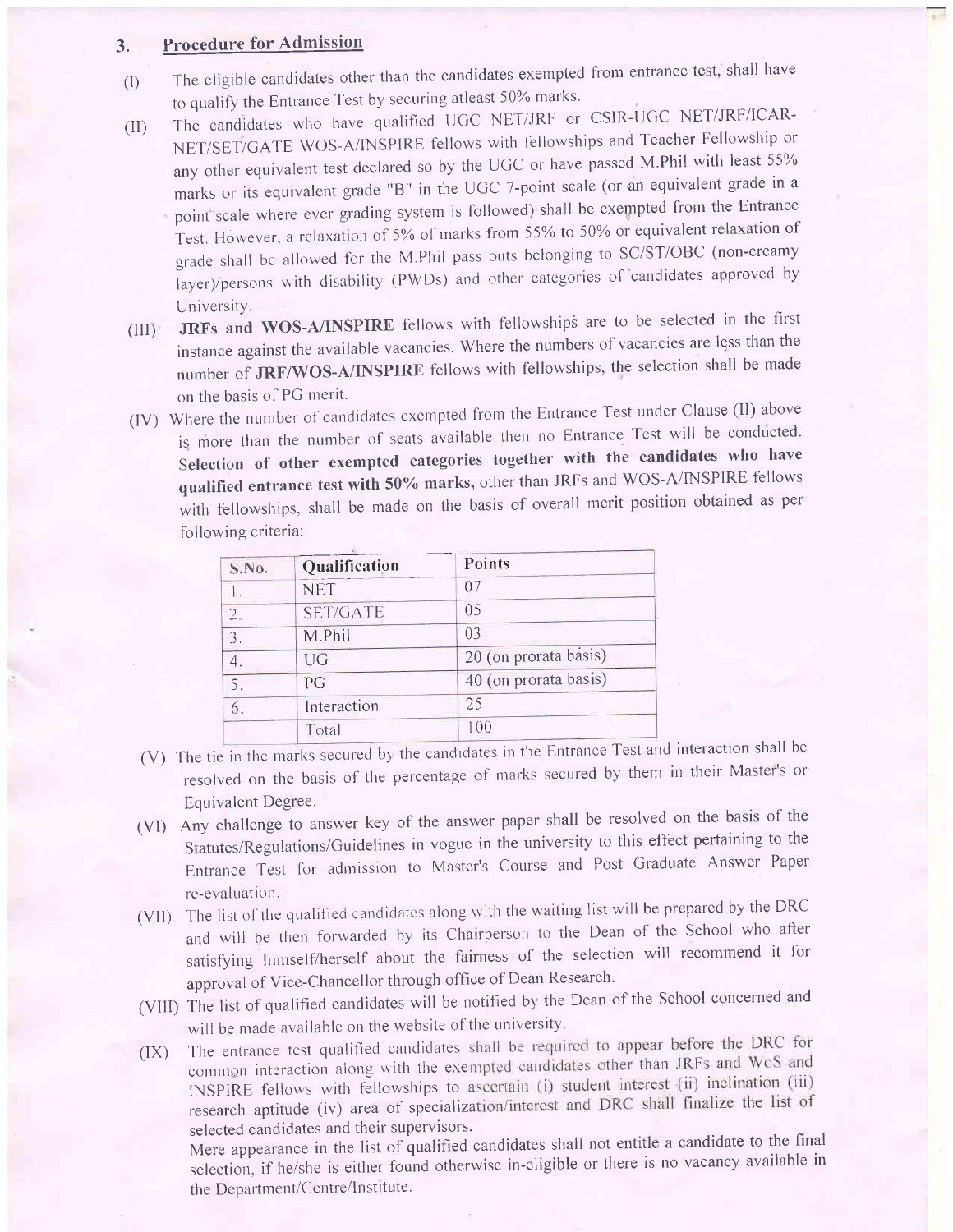## 3. Procedure for Admission

(I) The eligible candidates other than the candidates exempted from entrance test, shall have to qualify the Entrance Test by securing atleast 50% marks.

(II) The candidates who have qualified UGC NET/JRF or CSIR-UGC NET/JRF/ICAR-NET/SET/GATE WOS-A/INSPIRE fellows with fellowships and Teacher Fellowship or any other equivalent test declared so by the UGC or have passed M.Phil with least 55% marks or its equivalent grade "B" in the UGC 7-point scale (or an equivalent grade in a point scale where ever grading system is followed) shall be exempted from the Entrance Test. However, a relaxation of 5% of marks from 55% to 50% or equivalent relaxation of grade shall be allowed for the M.Phil pass outs belonging to SC/ST/OBC (non-creamy layer)/persons with disability (PWDs) and other categories of candidates approved by University.

(III) **JRFs and WOS-A/INSPIRE** fellows with fellowships are to be selected in the first instance against the available vacancies. Where the numbers of vacancies are less than the number of **JRF/WOS-A/INSPIRE** fellows with fellowships, the selection shall be made on the basis of PG merit.

(IV) Where the number of candidates exempted from the Entrance Test under Clause (II) above is more than the number of seats available then no Entrance Test will be conducted. **Selection of other exempted categories together with the candidates who have qualified entrance test with 50% marks,** other than JRFs and WOS-A/INSPIRE fellows with fellowships, shall be made on the basis of overall merit position obtained as per following criteria:

| S.No. | Qualification | Points |
|---|---|---|
| 1. | NET | 07 |
| 2. | SET/GATE | 05 |
| 3. | M.Phil | 03 |
| 4. | UG | 20 (on prorata basis) |
| 5. | PG | 40 (on prorata basis) |
| 6. | Interaction | 25 |
| | Total | 100 |

(V) The tie in the marks secured by the candidates in the Entrance Test and interaction shall be resolved on the basis of the percentage of marks secured by them in their Master's or Equivalent Degree.

(VI) Any challenge to answer key of the answer paper shall be resolved on the basis of the Statutes/Regulations/Guidelines in vogue in the university to this effect pertaining to the Entrance Test for admission to Master's Course and Post Graduate Answer Paper re-evaluation.

(VII) The list of the qualified candidates along with the waiting list will be prepared by the DRC and will be then forwarded by its Chairperson to the Dean of the School who after satisfying himself/herself about the fairness of the selection will recommend it for approval of Vice-Chancellor through office of Dean Research.

(VIII) The list of qualified candidates will be notified by the Dean of the School concerned and will be made available on the website of the university.

(IX) The entrance test qualified candidates shall be required to appear before the DRC for common interaction along with the exempted candidates other than JRFs and WoS and INSPIRE fellows with fellowships to ascertain (i) student interest (ii) inclination (iii) research aptitude (iv) area of specialization/interest and DRC shall finalize the list of selected candidates and their supervisors.

Mere appearance in the list of qualified candidates shall not entitle a candidate to the final selection, if he/she is either found otherwise in-eligible or there is no vacancy available in the Department/Centre/Institute.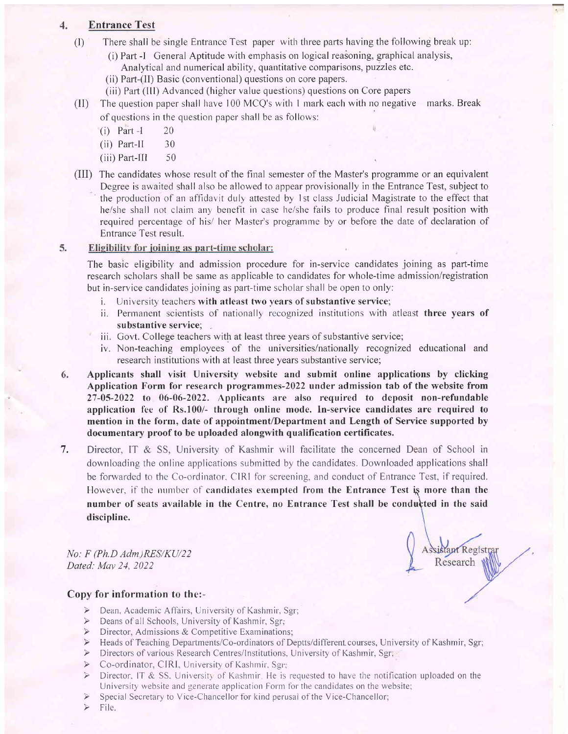## 4. Entrance Test

(I) There shall be single Entrance Test paper with three parts having the following break up:

(i) Part -I General Aptitude with emphasis on logical reasoning, graphical analysis, Analytical and numerical ability, quantitative comparisons, puzzles etc.

(ii) Part-(II) Basic (conventional) questions on core papers.

(iii) Part (III) Advanced (higher value questions) questions on Core papers

(II) The question paper shall have 100 MCQ's with 1 mark each with no negative marks. Break of questions in the question paper shall be as follows:

(i) Part -I 20

(ii) Part-II 30

(iii) Part-III 50

(III) The candidates whose result of the final semester of the Master's programme or an equivalent Degree is awaited shall also be allowed to appear provisionally in the Entrance Test, subject to the production of an affidavit duly attested by 1st class Judicial Magistrate to the effect that he/she shall not claim any benefit in case he/she fails to produce final result position with required percentage of his/ her Master's programme by or before the date of declaration of Entrance Test result.

## 5. Eligibility for joining as part-time scholar:

The basic eligibility and admission procedure for in-service candidates joining as part-time research scholars shall be same as applicable to candidates for whole-time admission/registration but in-service candidates joining as part-time scholar shall be open to only:

i. University teachers **with atleast two years of substantive service**;

ii. Permanent scientists of nationally recognized institutions with atleast **three years of substantive service**;

iii. Govt. College teachers with at least three years of substantive service;

iv. Non-teaching employees of the universities/nationally recognized educational and research institutions with at least three years substantive service;

**6. Applicants shall visit University website and submit online applications by clicking Application Form for research programmes-2022 under admission tab of the website from 27-05-2022 to 06-06-2022. Applicants are also required to deposit non-refundable application fee of Rs.100/- through online mode. In-service candidates are required to mention in the form, date of appointment/Department and Length of Service supported by documentary proof to be uploaded alongwith qualification certificates.**

7. Director, IT & SS, University of Kashmir will facilitate the concerned Dean of School in downloading the online applications submitted by the candidates. Downloaded applications shall be forwarded to the Co-ordinator, CIRI for screening, and conduct of Entrance Test, if required. However, if the number of **candidates exempted from the Entrance Test is more than the number of seats available in the Centre, no Entrance Test shall be conducted in the said discipline.**

*No: F (Ph.D Adm)RES/KU/22*
*Dated: May 24, 2022*

Assistant Registrar
Research

### Copy for information to the:-

- Dean, Academic Affairs, University of Kashmir, Sgr;
- Deans of all Schools, University of Kashmir, Sgr;
- Director, Admissions & Competitive Examinations;
- Heads of Teaching Departments/Co-ordinators of Deptts/different courses, University of Kashmir, Sgr;
- Directors of various Research Centres/Institutions, University of Kashmir, Sgr;
- Co-ordinator, CIRI, University of Kashmir, Sgr;
- Director, IT & SS, University of Kashmir. He is requested to have the notification uploaded on the University website and generate application Form for the candidates on the website;
- Special Secretary to Vice-Chancellor for kind perusal of the Vice-Chancellor;
- File.